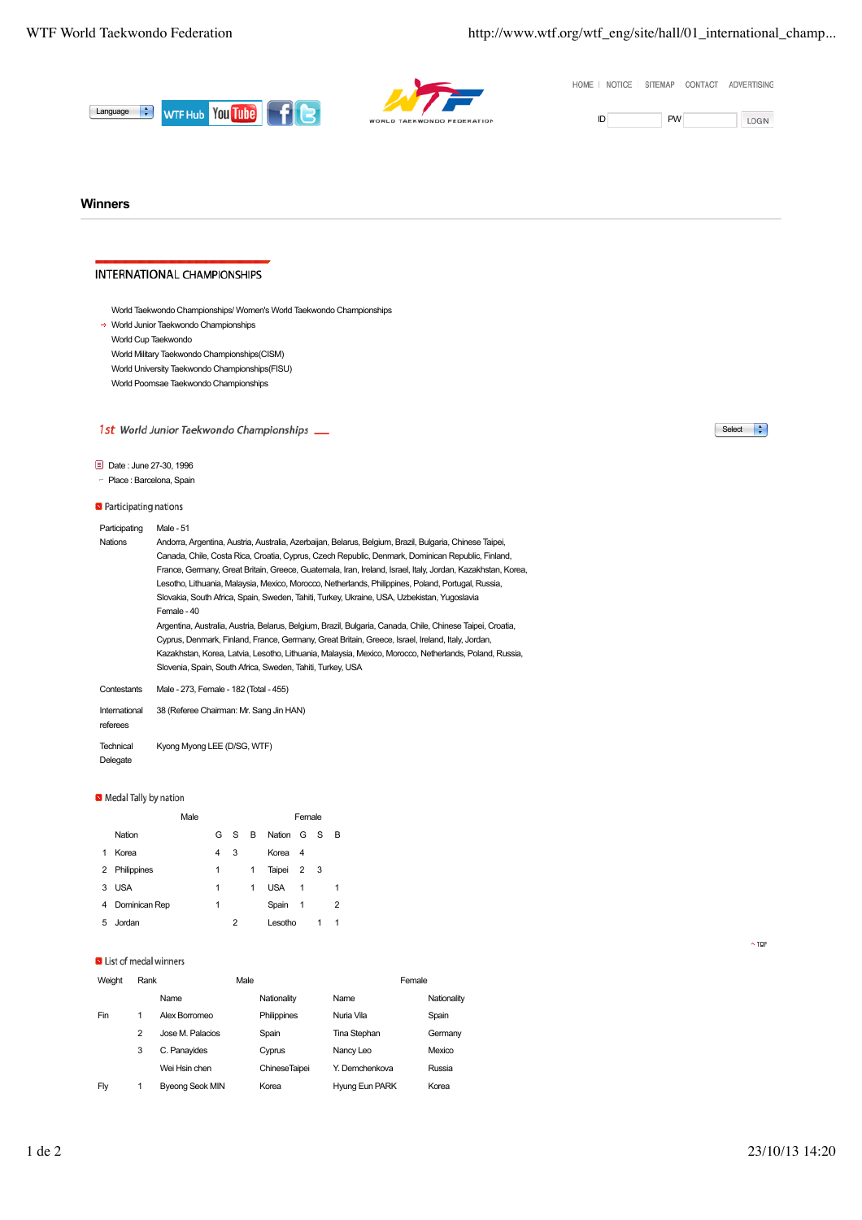HOME | NOTICE | SITEMAP | CONTACT | ADVERTISING

## Winners

### INTERNATIONAL CHAMPIONSHIPS

- World Taekwondo Championships/ Women's World Taekwondo Championships
- World Junior Taekwondo Championships
- World Cup Taekwondo
- World Military Taekwondo Championships(CISM)
- World University Taekwondo Championships(FISU)
- World Poomsae Taekwondo Championships

### 1st World Junior Taekwondo Championships

Date : June 27-30, 1996

Place : Barcelona, Spain

#### Participating nations

| | |
|---|---|
| Participating Nations | Male - 51<br>Andorra, Argentina, Austria, Australia, Azerbaijan, Belarus, Belgium, Brazil, Bulgaria, Chinese Taipei, Canada, Chile, Costa Rica, Croatia, Cyprus, Czech Republic, Denmark, Dominican Republic, Finland, France, Germany, Great Britain, Greece, Guatemala, Iran, Ireland, Israel, Italy, Jordan, Kazakhstan, Korea, Lesotho, Lithuania, Malaysia, Mexico, Morocco, Netherlands, Philippines, Poland, Portugal, Russia, Slovakia, South Africa, Spain, Sweden, Tahiti, Turkey, Ukraine, USA, Uzbekistan, Yugoslavia<br>Female - 40<br>Argentina, Australia, Austria, Belarus, Belgium, Brazil, Bulgaria, Canada, Chile, Chinese Taipei, Croatia, Cyprus, Denmark, Finland, France, Germany, Great Britain, Greece, Israel, Ireland, Italy, Jordan, Kazakhstan, Korea, Latvia, Lesotho, Lithuania, Malaysia, Mexico, Morocco, Netherlands, Poland, Russia, Slovenia, Spain, South Africa, Sweden, Tahiti, Turkey, USA |
| Contestants | Male - 273, Female - 182 (Total - 455) |
| International referees | 38 (Referee Chairman: Mr. Sang Jin HAN) |
| Technical Delegate | Kyong Myong LEE (D/SG, WTF) |

#### Medal Tally by nation

| | Male | | | | Female | | | |
|---|---|---|---|---|---|---|---|---|
| | Nation | G | S | B | Nation | G | S | B |
| 1 | Korea | 4 | 3 | | Korea | 4 | | |
| 2 | Philippines | 1 | | 1 | Taipei | 2 | 3 | |
| 3 | USA | 1 | | 1 | USA | 1 | | 1 |
| 4 | Dominican Rep | 1 | | | Spain | 1 | | 2 |
| 5 | Jordan | | 2 | | Lesotho | | 1 | 1 |

#### List of medal winners

| Weight | Rank | Male | | Female | |
|---|---|---|---|---|---|
| | | Name | Nationality | Name | Nationality |
| Fin | 1 | Alex Borromeo | Philippines | Nuria Vila | Spain |
| | 2 | Jose M. Palacios | Spain | Tina Stephan | Germany |
| | 3 | C. Panayides | Cyprus | Nancy Leo | Mexico |
| | | Wei Hsin chen | ChineseTaipei | Y. Demchenkova | Russia |
| Fly | 1 | Byeong Seok MIN | Korea | Hyung Eun PARK | Korea |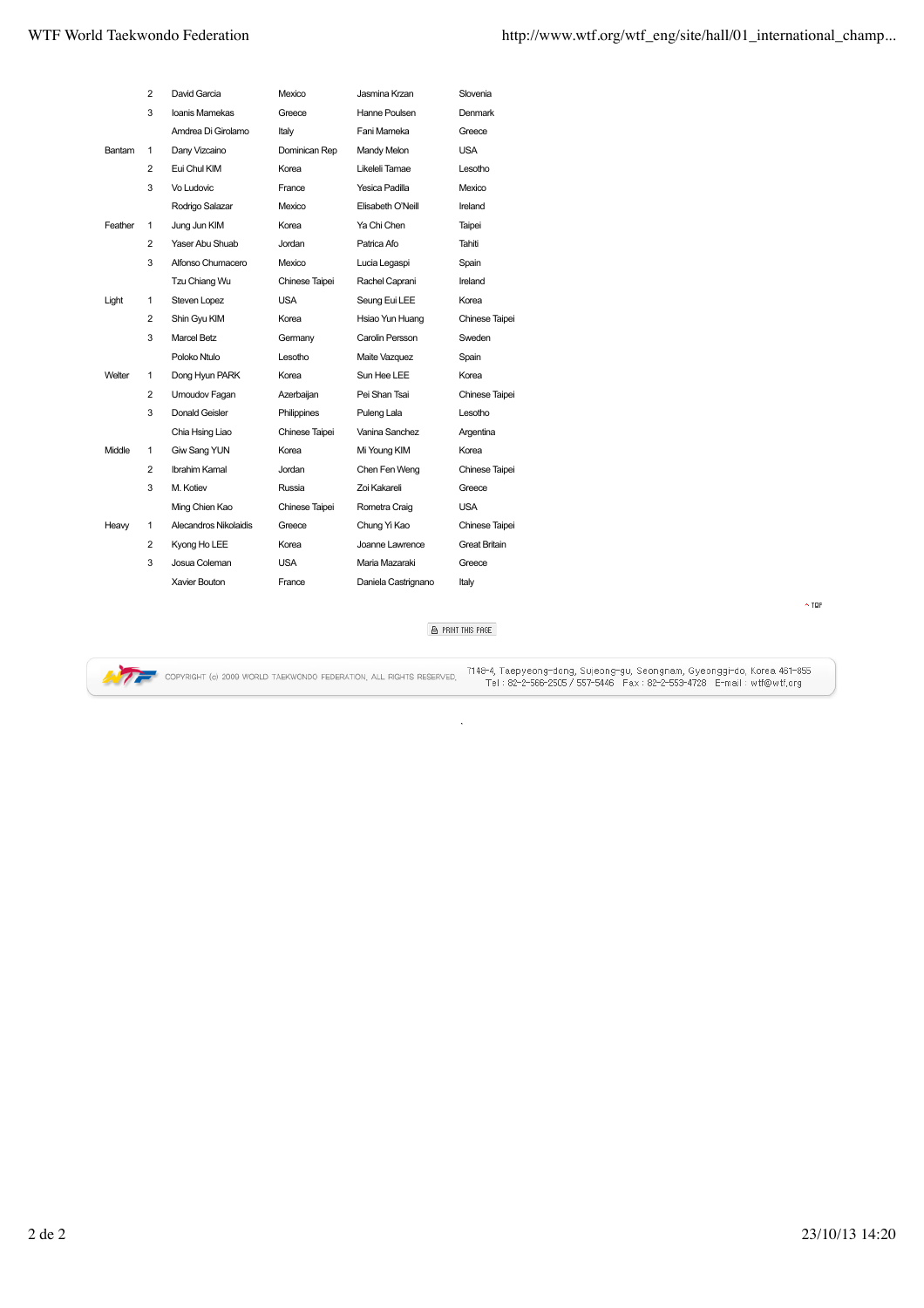| | | | | | |
|---|---|---|---|---|---|
| | 2 | David Garcia | Mexico | Jasmina Krzan | Slovenia |
| | 3 | Ioanis Mamekas | Greece | Hanne Poulsen | Denmark |
| | | Amdrea Di Girolamo | Italy | Fani Mameka | Greece |
| Bantam | 1 | Dany Vizcaino | Dominican Rep | Mandy Melon | USA |
| | 2 | Eui Chul KIM | Korea | Likeleli Tamae | Lesotho |
| | 3 | Vo Ludovic | France | Yesica Padilla | Mexico |
| | | Rodrigo Salazar | Mexico | Elisabeth O'Neill | Ireland |
| Feather | 1 | Jung Jun KIM | Korea | Ya Chi Chen | Taipei |
| | 2 | Yaser Abu Shuab | Jordan | Patrica Afo | Tahiti |
| | 3 | Alfonso Chumacero | Mexico | Lucia Legaspi | Spain |
| | | Tzu Chiang Wu | Chinese Taipei | Rachel Caprani | Ireland |
| Light | 1 | Steven Lopez | USA | Seung Eui LEE | Korea |
| | 2 | Shin Gyu KIM | Korea | Hsiao Yun Huang | Chinese Taipei |
| | 3 | Marcel Betz | Germany | Carolin Persson | Sweden |
| | | Poloko Ntulo | Lesotho | Maite Vazquez | Spain |
| Welter | 1 | Dong Hyun PARK | Korea | Sun Hee LEE | Korea |
| | 2 | Umoudov Fagan | Azerbaijan | Pei Shan Tsai | Chinese Taipei |
| | 3 | Donald Geisler | Philippines | Puleng Lala | Lesotho |
| | | Chia Hsing Liao | Chinese Taipei | Vanina Sanchez | Argentina |
| Middle | 1 | Giw Sang YUN | Korea | Mi Young KIM | Korea |
| | 2 | Ibrahim Kamal | Jordan | Chen Fen Weng | Chinese Taipei |
| | 3 | M. Kotiev | Russia | Zoi Kakareli | Greece |
| | | Ming Chien Kao | Chinese Taipei | Rometra Craig | USA |
| Heavy | 1 | Alecandros Nikolaidis | Greece | Chung Yi Kao | Chinese Taipei |
| | 2 | Kyong Ho LEE | Korea | Joanne Lawrence | Great Britain |
| | 3 | Josua Coleman | USA | Maria Mazaraki | Greece |
| | | Xavier Bouton | France | Daniela Castrignano | Italy |

^ TOP

PRINT THIS PAGE

COPYRIGHT (c) 2009 WORLD TAEKWONDO FEDERATION. ALL RIGHTS RESERVED.

1148-4, Taepyeong-dong, Sujeong-gu, Seongnam, Gyeonggi-do, Korea 461-855
Tel : 82-2-566-2505 / 557-5446 Fax : 82-2-553-4728 E-mail : wtf@wtf.org